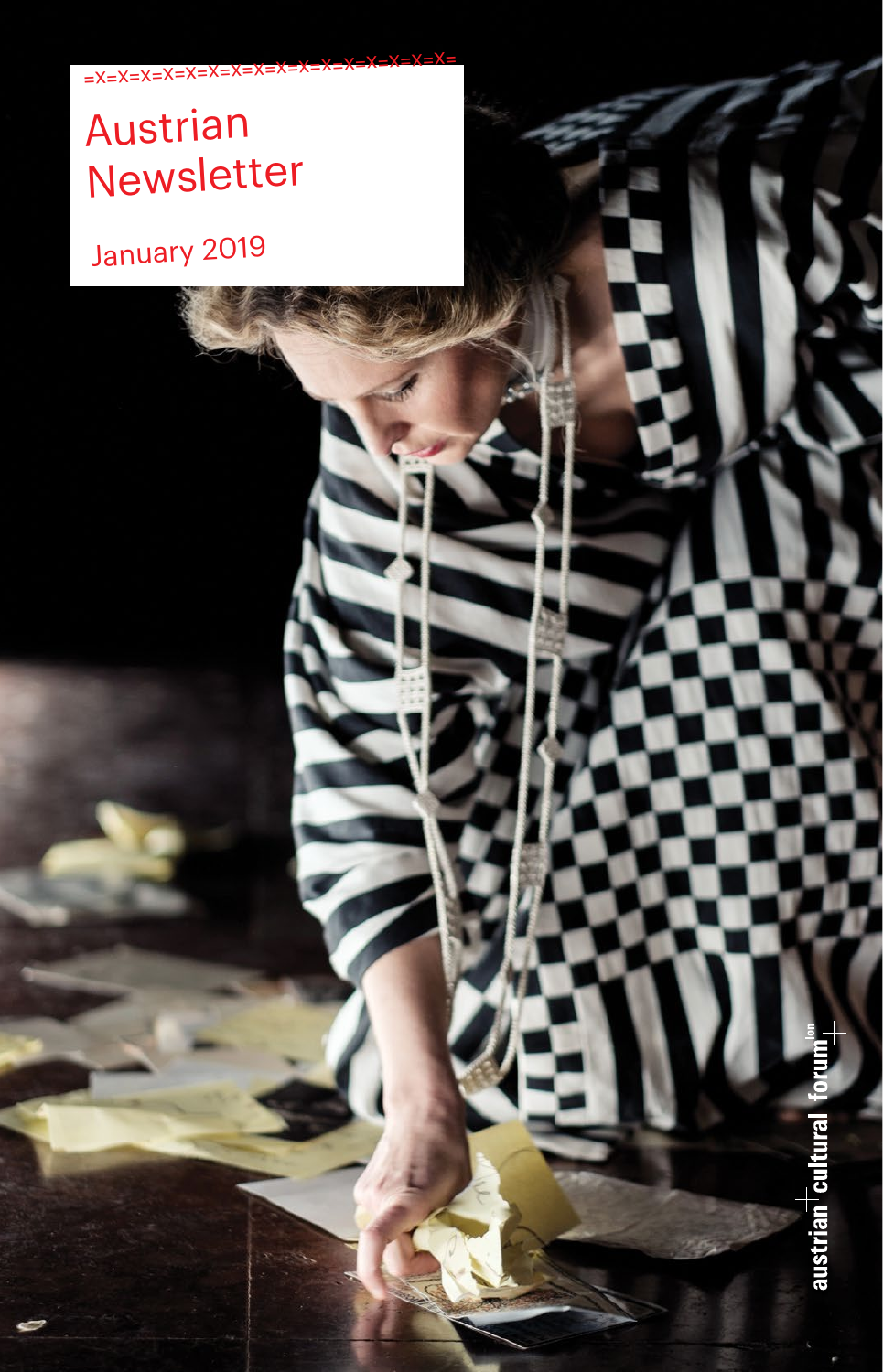=X=X=X=X=X=X=X=X=X=X=X=X=X=X=X=X=X=X=

# Austrian Newsletter

January 2019

austrian cultural forum[lon]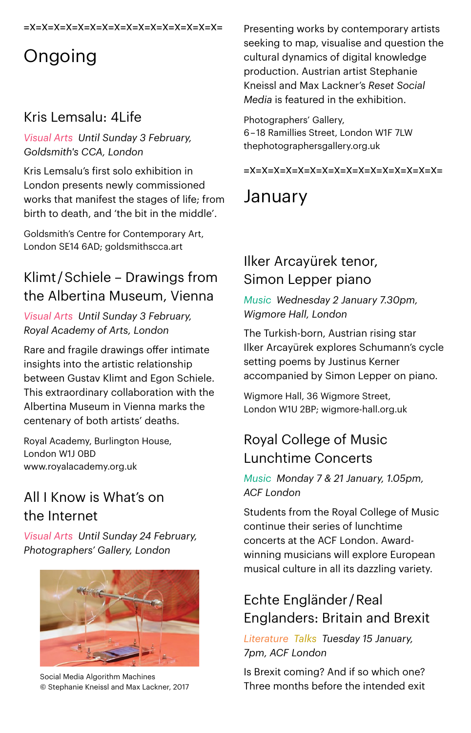=X=X=X=X=X=X=X=X=X=X=X=X=X=X=X=X=X=X=

# Ongoing

## Kris Lemsalu: 4Life

Visual Arts *Until Sunday 3 February, Goldsmith's CCA, London*

Kris Lemsalu's first solo exhibition in London presents newly commissioned works that manifest the stages of life; from birth to death, and 'the bit in the middle'.

Goldsmith's Centre for Contemporary Art, London SE14 6AD; goldsmithscca.art

## Klimt / Schiele – Drawings from the Albertina Museum, Vienna

Visual Arts *Until Sunday 3 February, Royal Academy of Arts, London*

Rare and fragile drawings offer intimate insights into the artistic relationship between Gustav Klimt and Egon Schiele. This extraordinary collaboration with the Albertina Museum in Vienna marks the centenary of both artists' deaths.

Royal Academy, Burlington House, London W1J 0BD www.royalacademy.org.uk

## All I Know is What's on the Internet

Visual Arts *Until Sunday 24 February, Photographers' Gallery, London*

Social Media Algorithm Machines
© Stephanie Kneissl and Max Lackner, 2017

Presenting works by contemporary artists seeking to map, visualise and question the cultural dynamics of digital knowledge production. Austrian artist Stephanie Kneissl and Max Lackner's *Reset Social Media* is featured in the exhibition.

Photographers' Gallery, 6–18 Ramillies Street, London W1F 7LW thephotographersgallery.org.uk

=X=X=X=X=X=X=X=X=X=X=X=X=X=X=X=X=X=X=

# January

## Ilker Arcayürek tenor, Simon Lepper piano

Music *Wednesday 2 January 7.30pm, Wigmore Hall, London*

The Turkish-born, Austrian rising star Ilker Arcayürek explores Schumann's cycle setting poems by Justinus Kerner accompanied by Simon Lepper on piano.

Wigmore Hall, 36 Wigmore Street, London W1U 2BP; wigmore-hall.org.uk

## Royal College of Music Lunchtime Concerts

Music *Monday 7 & 21 January, 1.05pm, ACF London*

Students from the Royal College of Music continue their series of lunchtime concerts at the ACF London. Award-winning musicians will explore European musical culture in all its dazzling variety.

## Echte Engländer / Real Englanders: Britain and Brexit

Literature Talks *Tuesday 15 January, 7pm, ACF London*

Is Brexit coming? And if so which one? Three months before the intended exit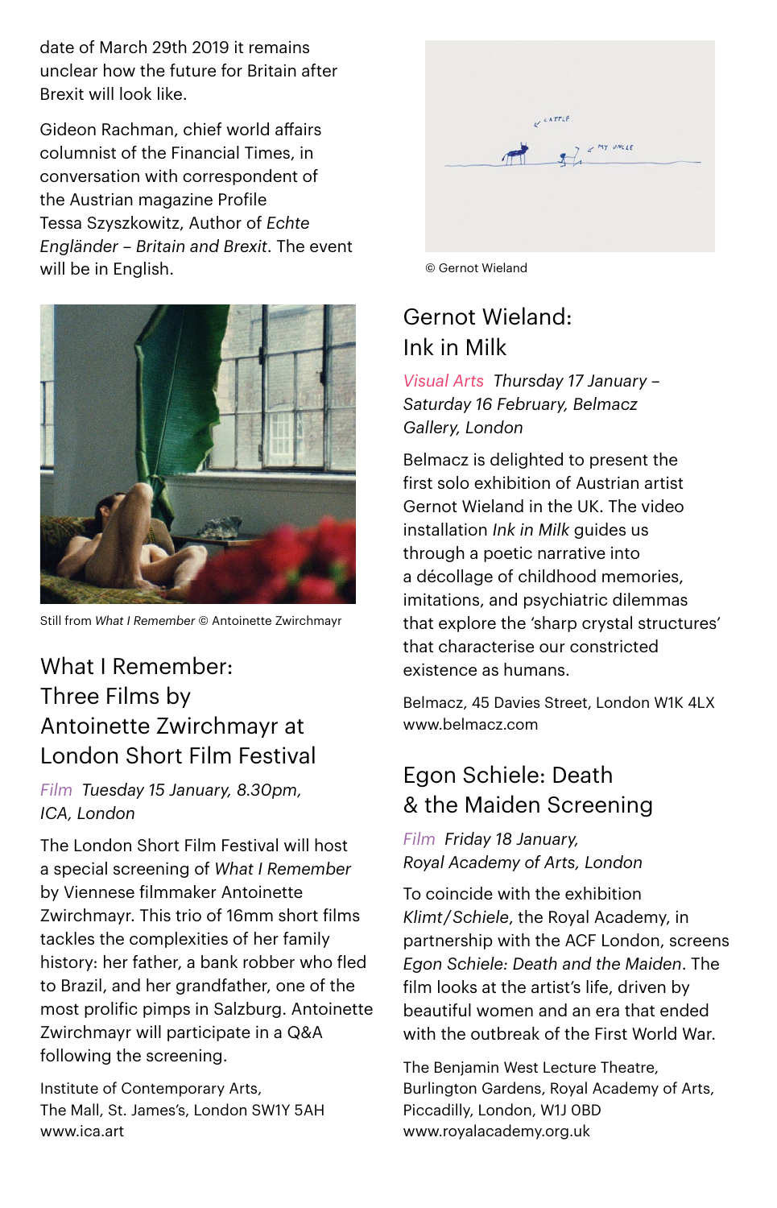date of March 29th 2019 it remains unclear how the future for Britain after Brexit will look like.

Gideon Rachman, chief world affairs columnist of the Financial Times, in conversation with correspondent of the Austrian magazine Profile Tessa Szyszkowitz, Author of *Echte Engländer – Britain and Brexit*. The event will be in English.

Still from *What I Remember* © Antoinette Zwirchmayr

## What I Remember: Three Films by Antoinette Zwirchmayr at London Short Film Festival

*Film Tuesday 15 January, 8.30pm, ICA, London*

The London Short Film Festival will host a special screening of *What I Remember* by Viennese filmmaker Antoinette Zwirchmayr. This trio of 16mm short films tackles the complexities of her family history: her father, a bank robber who fled to Brazil, and her grandfather, one of the most prolific pimps in Salzburg. Antoinette Zwirchmayr will participate in a Q&A following the screening.

Institute of Contemporary Arts,
The Mall, St. James's, London SW1Y 5AH
www.ica.art

© Gernot Wieland

## Gernot Wieland: Ink in Milk

*Visual Arts Thursday 17 January – Saturday 16 February, Belmacz Gallery, London*

Belmacz is delighted to present the first solo exhibition of Austrian artist Gernot Wieland in the UK. The video installation *Ink in Milk* guides us through a poetic narrative into a décollage of childhood memories, imitations, and psychiatric dilemmas that explore the 'sharp crystal structures' that characterise our constricted existence as humans.

Belmacz, 45 Davies Street, London W1K 4LX
www.belmacz.com

## Egon Schiele: Death & the Maiden Screening

*Film Friday 18 January, Royal Academy of Arts, London*

To coincide with the exhibition *Klimt/Schiele*, the Royal Academy, in partnership with the ACF London, screens *Egon Schiele: Death and the Maiden*. The film looks at the artist's life, driven by beautiful women and an era that ended with the outbreak of the First World War.

The Benjamin West Lecture Theatre,
Burlington Gardens, Royal Academy of Arts,
Piccadilly, London, W1J 0BD
www.royalacademy.org.uk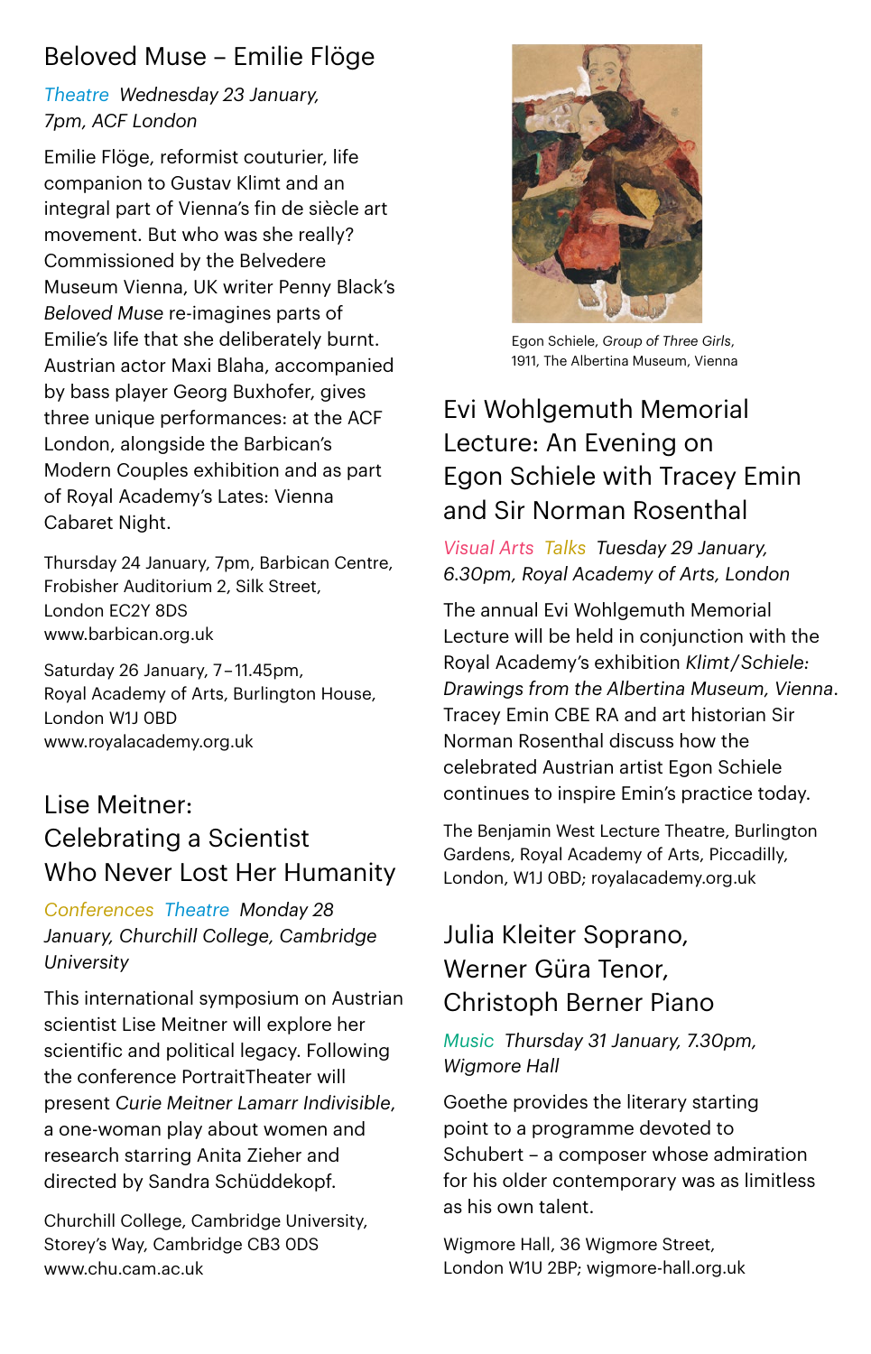## Beloved Muse – Emilie Flöge

*Theatre Wednesday 23 January, 7pm, ACF London*

Emilie Flöge, reformist couturier, life companion to Gustav Klimt and an integral part of Vienna's fin de siècle art movement. But who was she really? Commissioned by the Belvedere Museum Vienna, UK writer Penny Black's *Beloved Muse* re-imagines parts of Emilie's life that she deliberately burnt. Austrian actor Maxi Blaha, accompanied by bass player Georg Buxhofer, gives three unique performances: at the ACF London, alongside the Barbican's Modern Couples exhibition and as part of Royal Academy's Lates: Vienna Cabaret Night.

Thursday 24 January, 7pm, Barbican Centre, Frobisher Auditorium 2, Silk Street, London EC2Y 8DS
www.barbican.org.uk

Saturday 26 January, 7–11.45pm, Royal Academy of Arts, Burlington House, London W1J 0BD
www.royalacademy.org.uk

## Lise Meitner: Celebrating a Scientist Who Never Lost Her Humanity

*Conferences Theatre Monday 28 January, Churchill College, Cambridge University*

This international symposium on Austrian scientist Lise Meitner will explore her scientific and political legacy. Following the conference PortraitTheater will present *Curie Meitner Lamarr Indivisible*, a one-woman play about women and research starring Anita Zieher and directed by Sandra Schüddekopf.

Churchill College, Cambridge University, Storey's Way, Cambridge CB3 0DS
www.chu.cam.ac.uk

Egon Schiele, *Group of Three Girls*, 1911, The Albertina Museum, Vienna

## Evi Wohlgemuth Memorial Lecture: An Evening on Egon Schiele with Tracey Emin and Sir Norman Rosenthal

*Visual Arts Talks Tuesday 29 January, 6.30pm, Royal Academy of Arts, London*

The annual Evi Wohlgemuth Memorial Lecture will be held in conjunction with the Royal Academy's exhibition *Klimt/Schiele: Drawings from the Albertina Museum, Vienna*. Tracey Emin CBE RA and art historian Sir Norman Rosenthal discuss how the celebrated Austrian artist Egon Schiele continues to inspire Emin's practice today.

The Benjamin West Lecture Theatre, Burlington Gardens, Royal Academy of Arts, Piccadilly, London, W1J 0BD; royalacademy.org.uk

## Julia Kleiter Soprano, Werner Güra Tenor, Christoph Berner Piano

*Music Thursday 31 January, 7.30pm, Wigmore Hall*

Goethe provides the literary starting point to a programme devoted to Schubert – a composer whose admiration for his older contemporary was as limitless as his own talent.

Wigmore Hall, 36 Wigmore Street, London W1U 2BP; wigmore-hall.org.uk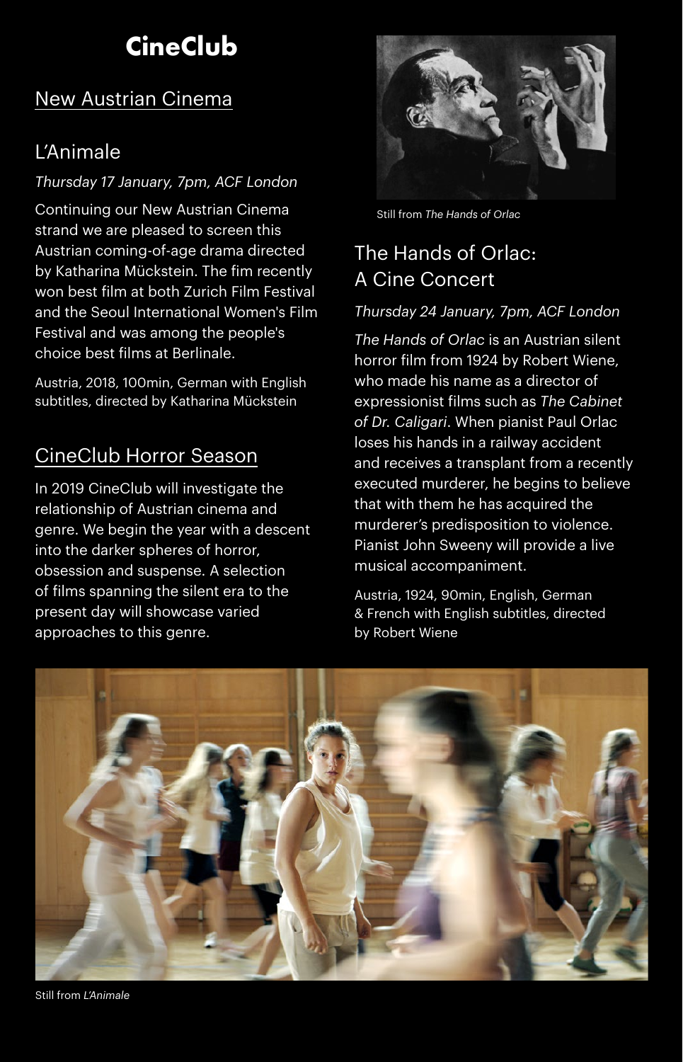# CineClub

## New Austrian Cinema

### L'Animale

*Thursday 17 January, 7pm, ACF London*

Continuing our New Austrian Cinema strand we are pleased to screen this Austrian coming-of-age drama directed by Katharina Mückstein. The fim recently won best film at both Zurich Film Festival and the Seoul International Women's Film Festival and was among the people's choice best films at Berlinale.

Austria, 2018, 100min, German with English subtitles, directed by Katharina Mückstein

## CineClub Horror Season

In 2019 CineClub will investigate the relationship of Austrian cinema and genre. We begin the year with a descent into the darker spheres of horror, obsession and suspense. A selection of films spanning the silent era to the present day will showcase varied approaches to this genre.

Still from *The Hands of Orlac*

### The Hands of Orlac: A Cine Concert

*Thursday 24 January, 7pm, ACF London*

*The Hands of Orlac* is an Austrian silent horror film from 1924 by Robert Wiene, who made his name as a director of expressionist films such as *The Cabinet of Dr. Caligari*. When pianist Paul Orlac loses his hands in a railway accident and receives a transplant from a recently executed murderer, he begins to believe that with them he has acquired the murderer's predisposition to violence. Pianist John Sweeny will provide a live musical accompaniment.

Austria, 1924, 90min, English, German & French with English subtitles, directed by Robert Wiene

Still from *L'Animale*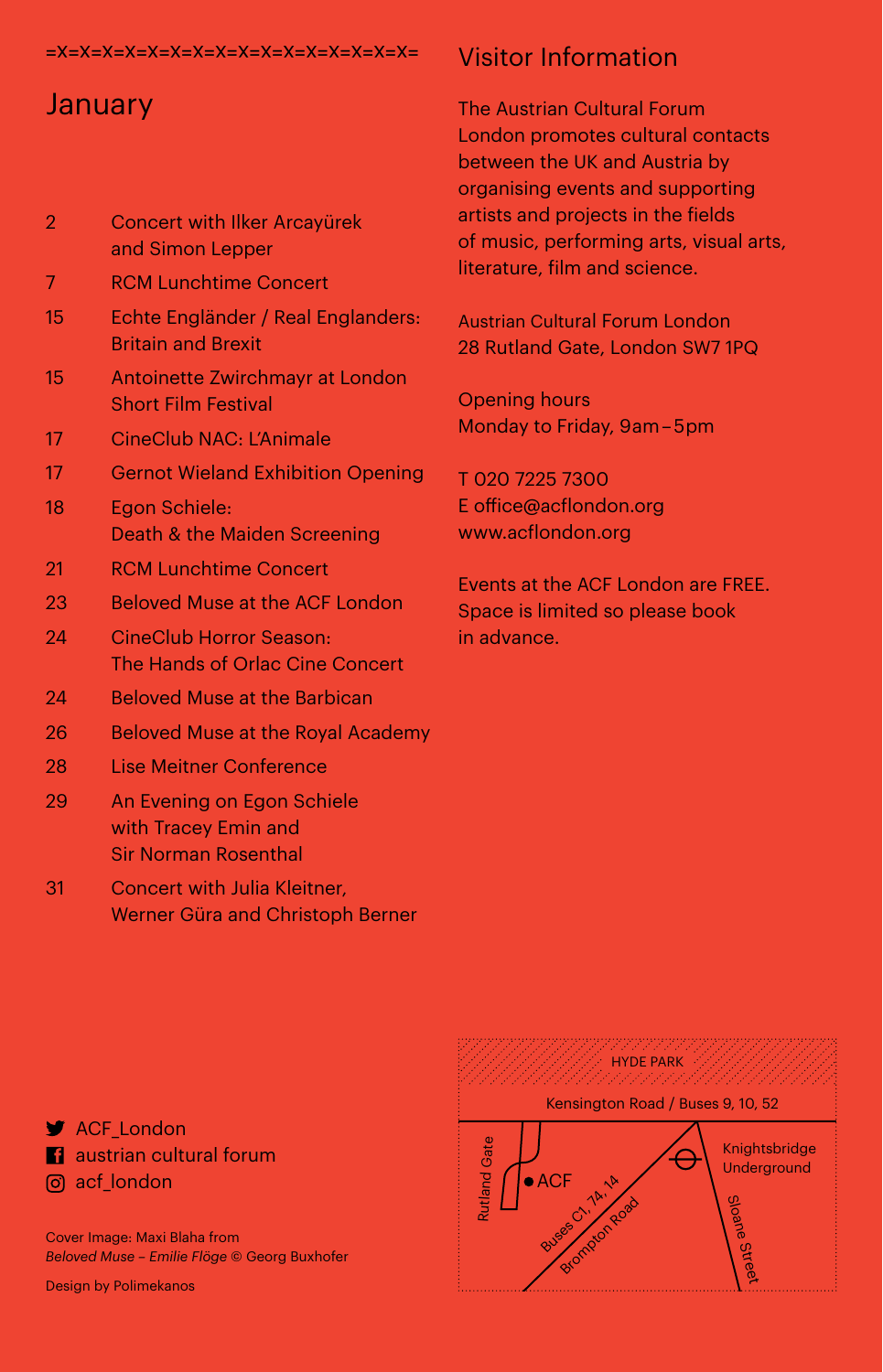=X=X=X=X=X=X=X=X=X=X=X=X=X=X=X=X=X=X=

## January

| | |
|---|---|
| 2 | Concert with Ilker Arcayürek and Simon Lepper |
| 7 | RCM Lunchtime Concert |
| 15 | Echte Engländer / Real Englanders: Britain and Brexit |
| 15 | Antoinette Zwirchmayr at London Short Film Festival |
| 17 | CineClub NAC: L'Animale |
| 17 | Gernot Wieland Exhibition Opening |
| 18 | Egon Schiele: Death & the Maiden Screening |
| 21 | RCM Lunchtime Concert |
| 23 | Beloved Muse at the ACF London |
| 24 | CineClub Horror Season: The Hands of Orlac Cine Concert |
| 24 | Beloved Muse at the Barbican |
| 26 | Beloved Muse at the Royal Academy |
| 28 | Lise Meitner Conference |
| 29 | An Evening on Egon Schiele with Tracey Emin and Sir Norman Rosenthal |
| 31 | Concert with Julia Kleitner, Werner Güra and Christoph Berner |

ACF_London
austrian cultural forum
acf_london

Cover Image: Maxi Blaha from
*Beloved Muse – Emilie Flöge* © Georg Buxhofer

Design by Polimekanos

## Visitor Information

The Austrian Cultural Forum London promotes cultural contacts between the UK and Austria by organising events and supporting artists and projects in the fields of music, performing arts, visual arts, literature, film and science.

Austrian Cultural Forum London
28 Rutland Gate, London SW7 1PQ

Opening hours
Monday to Friday, 9am – 5pm

T 020 7225 7300
E office@acflondon.org
www.acflondon.org

Events at the ACF London are FREE. Space is limited so please book in advance.

HYDE PARK
Kensington Road / Buses 9, 10, 52
Rutland Gate
ACF
Buses C1, 74, 14
Brompton Road
Knightsbridge Underground
Sloane Street